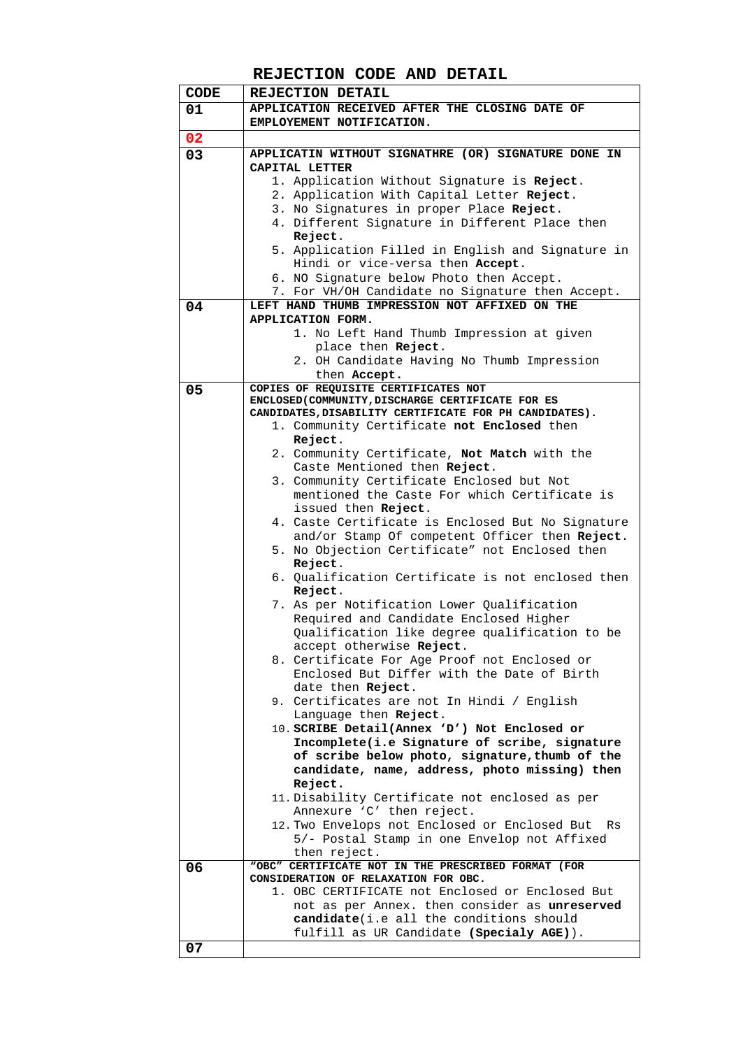# REJECTION CODE AND DETAIL

| CODE | REJECTION DETAIL |
|---|---|
| 01 | **APPLICATION RECEIVED AFTER THE CLOSING DATE OF EMPLOYEMENT NOTIFICATION.** |
| 02 | |
| 03 | **APPLICATIN WITHOUT SIGNATHRE (OR) SIGNATURE DONE IN CAPITAL LETTER**<br>1. Application Without Signature is **Reject**.<br>2. Application With Capital Letter **Reject**.<br>3. No Signatures in proper Place **Reject**.<br>4. Different Signature in Different Place then **Reject**.<br>5. Application Filled in English and Signature in Hindi or vice-versa then **Accept**.<br>6. NO Signature below Photo then Accept.<br>7. For VH/OH Candidate no Signature then Accept. |
| 04 | **LEFT HAND THUMB IMPRESSION NOT AFFIXED ON THE APPLICATION FORM.**<br>1. No Left Hand Thumb Impression at given place then **Reject**.<br>2. OH Candidate Having No Thumb Impression then **Accept**. |
| 05 | **COPIES OF REQUISITE CERTIFICATES NOT ENCLOSED(COMMUNITY,DISCHARGE CERTIFICATE FOR ES CANDIDATES,DISABILITY CERTIFICATE FOR PH CANDIDATES).**<br>1. Community Certificate **not Enclosed** then **Reject**.<br>2. Community Certificate, **Not Match** with the Caste Mentioned then **Reject**.<br>3. Community Certificate Enclosed but Not mentioned the Caste For which Certificate is issued then **Reject**.<br>4. Caste Certificate is Enclosed But No Signature and/or Stamp Of competent Officer then **Reject**.<br>5. No Objection Certificate" not Enclosed then **Reject**.<br>6. Qualification Certificate is not enclosed then **Reject**.<br>7. As per Notification Lower Qualification Required and Candidate Enclosed Higher Qualification like degree qualification to be accept otherwise **Reject**.<br>8. Certificate For Age Proof not Enclosed or Enclosed But Differ with the Date of Birth date then **Reject**.<br>9. Certificates are not In Hindi / English Language then **Reject**.<br>10. **SCRIBE Detail(Annex 'D') Not Enclosed or Incomplete(i.e Signature of scribe, signature of scribe below photo, signature,thumb of the candidate, name, address, photo missing) then Reject.**<br>11. Disability Certificate not enclosed as per Annexure 'C' then reject.<br>12. Two Envelops not Enclosed or Enclosed But Rs 5/- Postal Stamp in one Envelop not Affixed then reject. |
| 06 | **"OBC" CERTIFICATE NOT IN THE PRESCRIBED FORMAT (FOR CONSIDERATION OF RELAXATION FOR OBC.**<br>1. OBC CERTIFICATE not Enclosed or Enclosed But not as per Annex. then consider as **unreserved candidate**(i.e all the conditions should fulfill as UR Candidate **(Specialy AGE)**). |
| 07 | |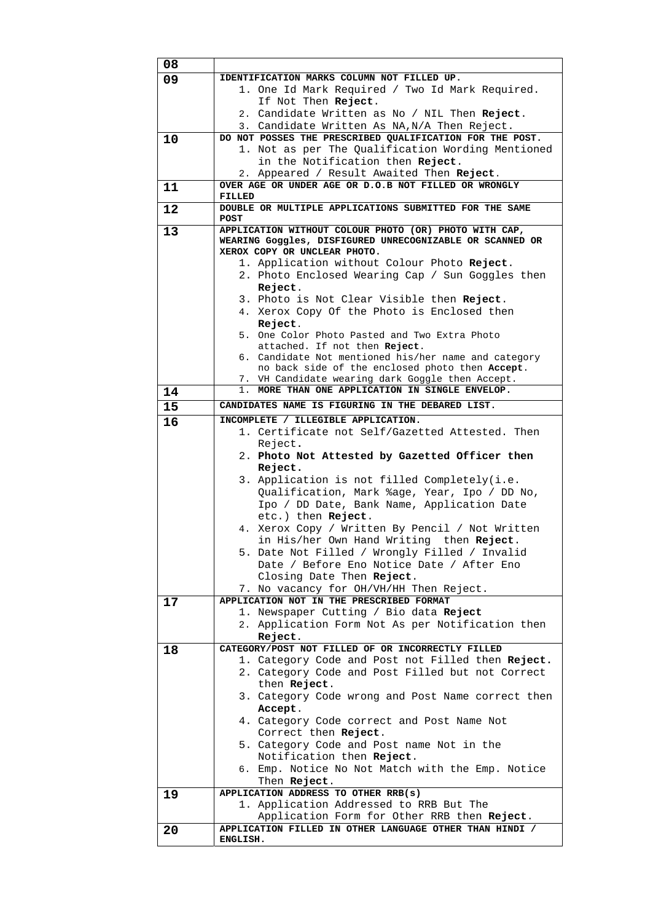| 08 | |
|---|---|
| 09 | **IDENTIFICATION MARKS COLUMN NOT FILLED UP.**<br>1. One Id Mark Required / Two Id Mark Required. If Not Then **Reject**.<br>2. Candidate Written as No / NIL Then **Reject**.<br>3. Candidate Written As NA,N/A Then Reject. |
| 10 | **DO NOT POSSES THE PRESCRIBED QUALIFICATION FOR THE POST.**<br>1. Not as per The Qualification Wording Mentioned in the Notification then **Reject**.<br>2. Appeared / Result Awaited Then **Reject**. |
| 11 | **OVER AGE OR UNDER AGE OR D.O.B NOT FILLED OR WRONGLY FILLED** |
| 12 | **DOUBLE OR MULTIPLE APPLICATIONS SUBMITTED FOR THE SAME POST** |
| 13 | **APPLICATION WITHOUT COLOUR PHOTO (OR) PHOTO WITH CAP, WEARING Goggles, DISFIGURED UNRECOGNIZABLE OR SCANNED OR XEROX COPY OR UNCLEAR PHOTO.**<br>1. Application without Colour Photo **Reject**.<br>2. Photo Enclosed Wearing Cap / Sun Goggles then **Reject**.<br>3. Photo is Not Clear Visible then **Reject**.<br>4. Xerox Copy Of the Photo is Enclosed then **Reject**.<br>5. One Color Photo Pasted and Two Extra Photo attached. If not then **Reject**.<br>6. Candidate Not mentioned his/her name and category no back side of the enclosed photo then **Accept**.<br>7. VH Candidate wearing dark Goggle then Accept. |
| 14 | 1. **MORE THAN ONE APPLICATION IN SINGLE ENVELOP.** |
| 15 | **CANDIDATES NAME IS FIGURING IN THE DEBARED LIST.** |
| 16 | **INCOMPLETE / ILLEGIBLE APPLICATION.**<br>1. Certificate not Self/Gazetted Attested. Then Reject.<br>2. **Photo Not Attested by Gazetted Officer then Reject.**<br>3. Application is not filled Completely(i.e. Qualification, Mark %age, Year, Ipo / DD No, Ipo / DD Date, Bank Name, Application Date etc.) then **Reject**.<br>4. Xerox Copy / Written By Pencil / Not Written in His/her Own Hand Writing then **Reject**.<br>5. Date Not Filled / Wrongly Filled / Invalid Date / Before Eno Notice Date / After Eno Closing Date Then **Reject**.<br>7. No vacancy for OH/VH/HH Then Reject. |
| 17 | **APPLICATION NOT IN THE PRESCRIBED FORMAT**<br>1. Newspaper Cutting / Bio data **Reject**<br>2. Application Form Not As per Notification then **Reject**. |
| 18 | **CATEGORY/POST NOT FILLED OF OR INCORRECTLY FILLED**<br>1. Category Code and Post not Filled then **Reject.**<br>2. Category Code and Post Filled but not Correct then **Reject**.<br>3. Category Code wrong and Post Name correct then **Accept**.<br>4. Category Code correct and Post Name Not Correct then **Reject**.<br>5. Category Code and Post name Not in the Notification then **Reject**.<br>6. Emp. Notice No Not Match with the Emp. Notice Then **Reject**. |
| 19 | **APPLICATION ADDRESS TO OTHER RRB(s)**<br>1. Application Addressed to RRB But The Application Form for Other RRB then **Reject**. |
| 20 | **APPLICATION FILLED IN OTHER LANGUAGE OTHER THAN HINDI / ENGLISH.** |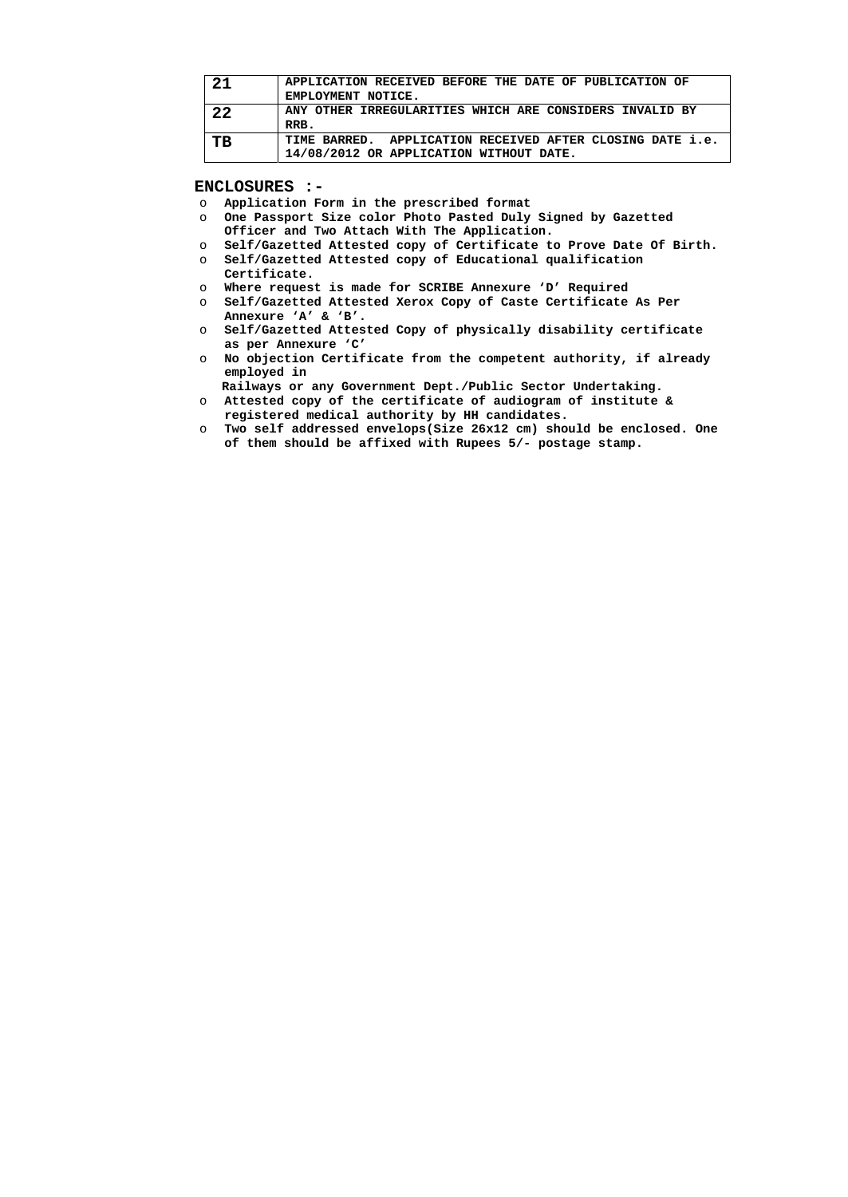| | |
|---|---|
| 21 | APPLICATION RECEIVED BEFORE THE DATE OF PUBLICATION OF EMPLOYMENT NOTICE. |
| 22 | ANY OTHER IRREGULARITIES WHICH ARE CONSIDERS INVALID BY RRB. |
| TB | TIME BARRED. APPLICATION RECEIVED AFTER CLOSING DATE i.e. 14/08/2012 OR APPLICATION WITHOUT DATE. |

**ENCLOSURES :-**

- **Application Form in the prescribed format**
- **One Passport Size color Photo Pasted Duly Signed by Gazetted Officer and Two Attach With The Application.**
- **Self/Gazetted Attested copy of Certificate to Prove Date Of Birth.**
- **Self/Gazetted Attested copy of Educational qualification Certificate.**
- **Where request is made for SCRIBE Annexure 'D' Required**
- **Self/Gazetted Attested Xerox Copy of Caste Certificate As Per Annexure 'A' & 'B'.**
- **Self/Gazetted Attested Copy of physically disability certificate as per Annexure 'C'**
- **No objection Certificate from the competent authority, if already employed in Railways or any Government Dept./Public Sector Undertaking.**
- **Attested copy of the certificate of audiogram of institute & registered medical authority by HH candidates.**
- **Two self addressed envelops(Size 26x12 cm) should be enclosed. One of them should be affixed with Rupees 5/- postage stamp.**